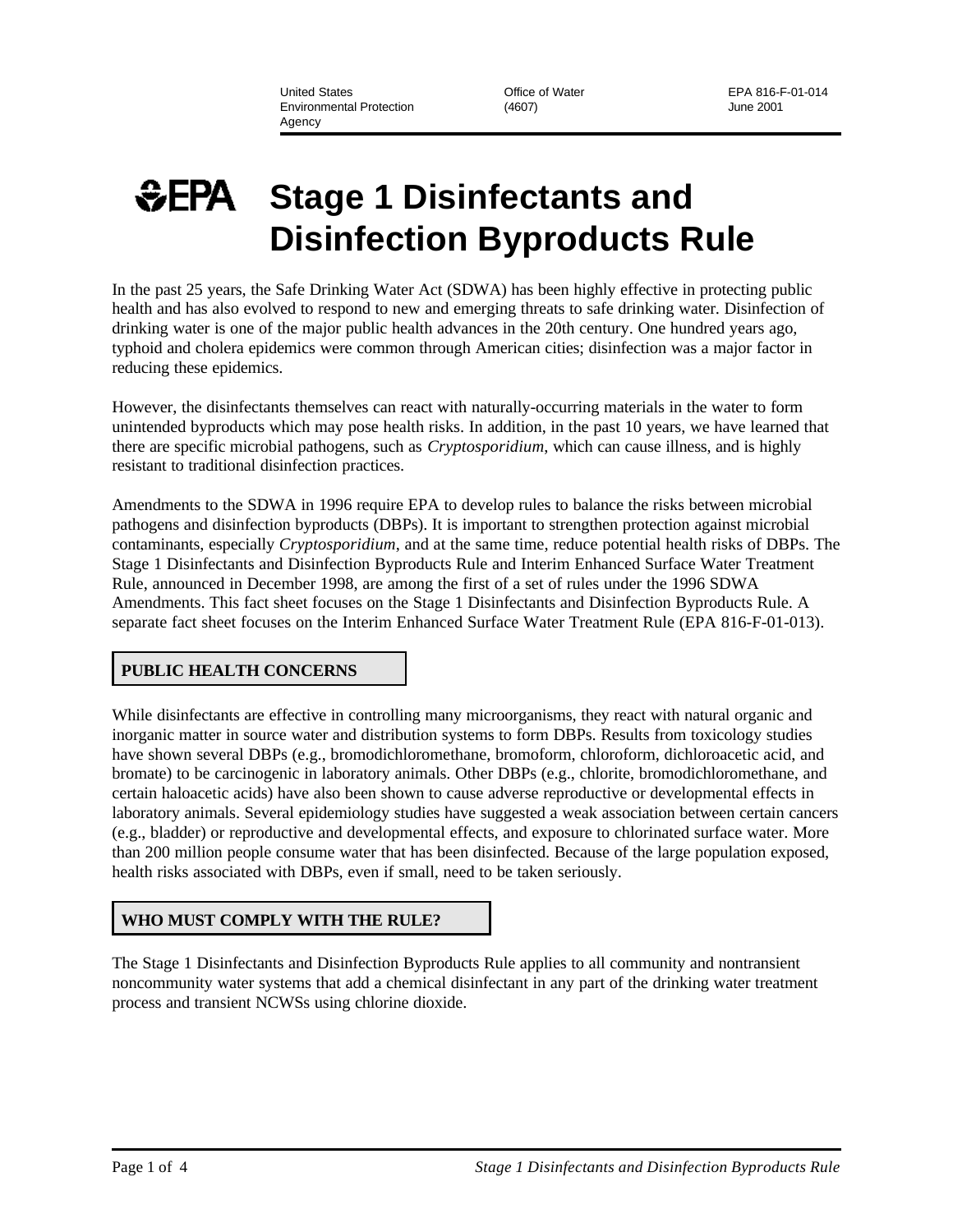United States Environmental Protection Agency | Office of Water (4607) | EPA 816-F-01-014 June 2001

# Stage 1 Disinfectants and Disinfection Byproducts Rule

In the past 25 years, the Safe Drinking Water Act (SDWA) has been highly effective in protecting public health and has also evolved to respond to new and emerging threats to safe drinking water. Disinfection of drinking water is one of the major public health advances in the 20th century. One hundred years ago, typhoid and cholera epidemics were common through American cities; disinfection was a major factor in reducing these epidemics.

However, the disinfectants themselves can react with naturally-occurring materials in the water to form unintended byproducts which may pose health risks. In addition, in the past 10 years, we have learned that there are specific microbial pathogens, such as *Cryptosporidium*, which can cause illness, and is highly resistant to traditional disinfection practices.

Amendments to the SDWA in 1996 require EPA to develop rules to balance the risks between microbial pathogens and disinfection byproducts (DBPs). It is important to strengthen protection against microbial contaminants, especially *Cryptosporidium*, and at the same time, reduce potential health risks of DBPs. The Stage 1 Disinfectants and Disinfection Byproducts Rule and Interim Enhanced Surface Water Treatment Rule, announced in December 1998, are among the first of a set of rules under the 1996 SDWA Amendments. This fact sheet focuses on the Stage 1 Disinfectants and Disinfection Byproducts Rule. A separate fact sheet focuses on the Interim Enhanced Surface Water Treatment Rule (EPA 816-F-01-013).

## PUBLIC HEALTH CONCERNS

While disinfectants are effective in controlling many microorganisms, they react with natural organic and inorganic matter in source water and distribution systems to form DBPs. Results from toxicology studies have shown several DBPs (e.g., bromodichloromethane, bromoform, chloroform, dichloroacetic acid, and bromate) to be carcinogenic in laboratory animals. Other DBPs (e.g., chlorite, bromodichloromethane, and certain haloacetic acids) have also been shown to cause adverse reproductive or developmental effects in laboratory animals. Several epidemiology studies have suggested a weak association between certain cancers (e.g., bladder) or reproductive and developmental effects, and exposure to chlorinated surface water. More than 200 million people consume water that has been disinfected. Because of the large population exposed, health risks associated with DBPs, even if small, need to be taken seriously.

## WHO MUST COMPLY WITH THE RULE?

The Stage 1 Disinfectants and Disinfection Byproducts Rule applies to all community and nontransient noncommunity water systems that add a chemical disinfectant in any part of the drinking water treatment process and transient NCWSs using chlorine dioxide.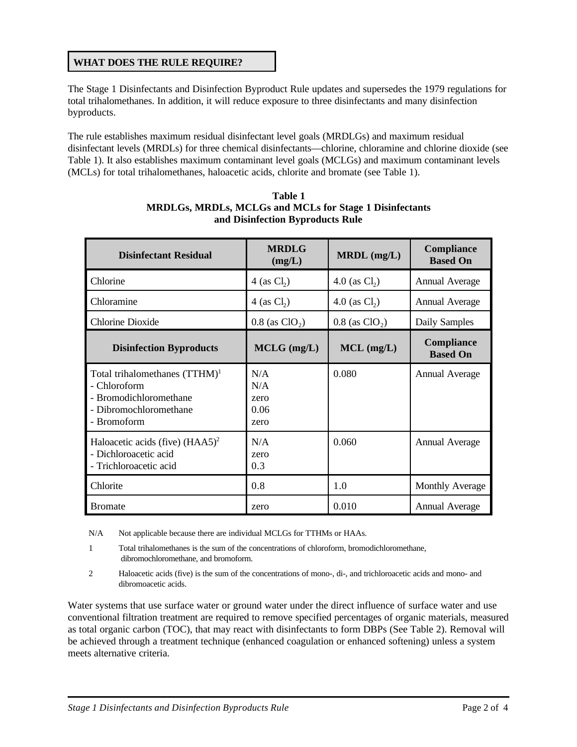## WHAT DOES THE RULE REQUIRE?

The Stage 1 Disinfectants and Disinfection Byproduct Rule updates and supersedes the 1979 regulations for total trihalomethanes. In addition, it will reduce exposure to three disinfectants and many disinfection byproducts.

The rule establishes maximum residual disinfectant level goals (MRDLGs) and maximum residual disinfectant levels (MRDLs) for three chemical disinfectants—chlorine, chloramine and chlorine dioxide (see Table 1). It also establishes maximum contaminant level goals (MCLGs) and maximum contaminant levels (MCLs) for total trihalomethanes, haloacetic acids, chlorite and bromate (see Table 1).

**Table 1**
**MRDLGs, MRDLs, MCLGs and MCLs for Stage 1 Disinfectants and Disinfection Byproducts Rule**

| Disinfectant Residual | MRDLG (mg/L) | MRDL (mg/L) | Compliance Based On |
|---|---|---|---|
| Chlorine | 4 (as $Cl_2$) | 4.0 (as $Cl_2$) | Annual Average |
| Chloramine | 4 (as $Cl_2$) | 4.0 (as $Cl_2$) | Annual Average |
| Chlorine Dioxide | 0.8 (as $ClO_2$) | 0.8 (as $ClO_2$) | Daily Samples |
| **Disinfection Byproducts** | **MCLG (mg/L)** | **MCL (mg/L)** | **Compliance Based On** |
| Total trihalomethanes (TTHM)[1]<br>- Chloroform<br>- Bromodichloromethane<br>- Dibromochloromethane<br>- Bromoform | N/A<br>N/A<br>zero<br>0.06<br>zero | 0.080 | Annual Average |
| Haloacetic acids (five) (HAA5)[2]<br>- Dichloroacetic acid<br>- Trichloroacetic acid | N/A<br>zero<br>0.3 | 0.060 | Annual Average |
| Chlorite | 0.8 | 1.0 | Monthly Average |
| Bromate | zero | 0.010 | Annual Average |

N/A Not applicable because there are individual MCLGs for TTHMs or HAAs.

1 Total trihalomethanes is the sum of the concentrations of chloroform, bromodichloromethane, dibromochloromethane, and bromoform.

2 Haloacetic acids (five) is the sum of the concentrations of mono-, di-, and trichloroacetic acids and mono- and dibromoacetic acids.

Water systems that use surface water or ground water under the direct influence of surface water and use conventional filtration treatment are required to remove specified percentages of organic materials, measured as total organic carbon (TOC), that may react with disinfectants to form DBPs (See Table 2). Removal will be achieved through a treatment technique (enhanced coagulation or enhanced softening) unless a system meets alternative criteria.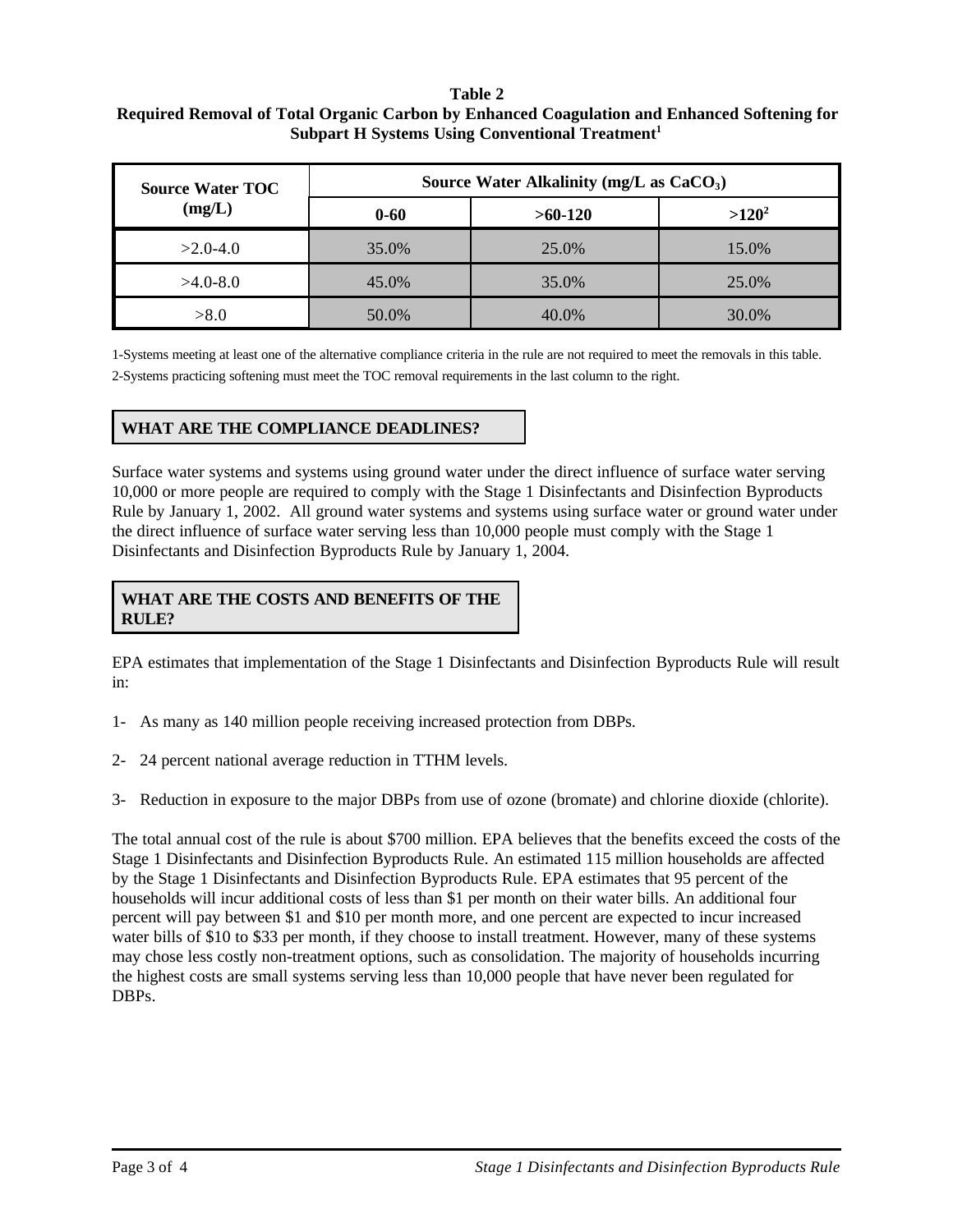**Table 2**
**Required Removal of Total Organic Carbon by Enhanced Coagulation and Enhanced Softening for Subpart H Systems Using Conventional Treatment[1]**

| Source Water TOC (mg/L) | Source Water Alkalinity (mg/L as $CaCO_3$) | | |
|---|---|---|---|
| | **0-60** | **>60-120** | **>120[2]** |
| >2.0-4.0 | 35.0% | 25.0% | 15.0% |
| >4.0-8.0 | 45.0% | 35.0% | 25.0% |
| >8.0 | 50.0% | 40.0% | 30.0% |

1-Systems meeting at least one of the alternative compliance criteria in the rule are not required to meet the removals in this table.
2-Systems practicing softening must meet the TOC removal requirements in the last column to the right.

## WHAT ARE THE COMPLIANCE DEADLINES?

Surface water systems and systems using ground water under the direct influence of surface water serving 10,000 or more people are required to comply with the Stage 1 Disinfectants and Disinfection Byproducts Rule by January 1, 2002. All ground water systems and systems using surface water or ground water under the direct influence of surface water serving less than 10,000 people must comply with the Stage 1 Disinfectants and Disinfection Byproducts Rule by January 1, 2004.

## WHAT ARE THE COSTS AND BENEFITS OF THE RULE?

EPA estimates that implementation of the Stage 1 Disinfectants and Disinfection Byproducts Rule will result in:

1- As many as 140 million people receiving increased protection from DBPs.

2- 24 percent national average reduction in TTHM levels.

3- Reduction in exposure to the major DBPs from use of ozone (bromate) and chlorine dioxide (chlorite).

The total annual cost of the rule is about $700 million. EPA believes that the benefits exceed the costs of the Stage 1 Disinfectants and Disinfection Byproducts Rule. An estimated 115 million households are affected by the Stage 1 Disinfectants and Disinfection Byproducts Rule. EPA estimates that 95 percent of the households will incur additional costs of less than $1 per month on their water bills. An additional four percent will pay between $1 and $10 per month more, and one percent are expected to incur increased water bills of $10 to $33 per month, if they choose to install treatment. However, many of these systems may chose less costly non-treatment options, such as consolidation. The majority of households incurring the highest costs are small systems serving less than 10,000 people that have never been regulated for DBPs.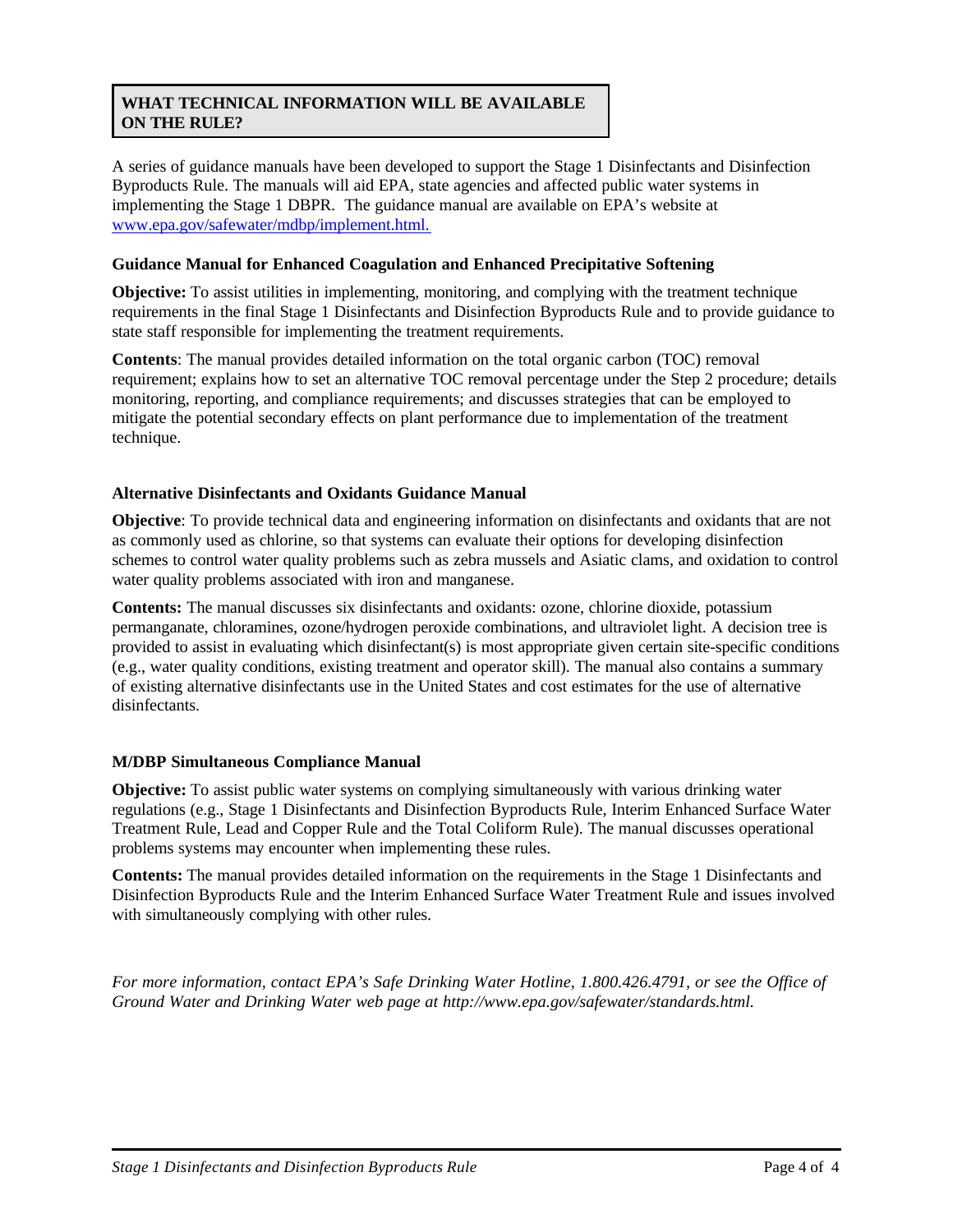## WHAT TECHNICAL INFORMATION WILL BE AVAILABLE ON THE RULE?

A series of guidance manuals have been developed to support the Stage 1 Disinfectants and Disinfection Byproducts Rule. The manuals will aid EPA, state agencies and affected public water systems in implementing the Stage 1 DBPR. The guidance manual are available on EPA's website at www.epa.gov/safewater/mdbp/implement.html.

### Guidance Manual for Enhanced Coagulation and Enhanced Precipitative Softening

**Objective:** To assist utilities in implementing, monitoring, and complying with the treatment technique requirements in the final Stage 1 Disinfectants and Disinfection Byproducts Rule and to provide guidance to state staff responsible for implementing the treatment requirements.

**Contents**: The manual provides detailed information on the total organic carbon (TOC) removal requirement; explains how to set an alternative TOC removal percentage under the Step 2 procedure; details monitoring, reporting, and compliance requirements; and discusses strategies that can be employed to mitigate the potential secondary effects on plant performance due to implementation of the treatment technique.

### Alternative Disinfectants and Oxidants Guidance Manual

**Objective**: To provide technical data and engineering information on disinfectants and oxidants that are not as commonly used as chlorine, so that systems can evaluate their options for developing disinfection schemes to control water quality problems such as zebra mussels and Asiatic clams, and oxidation to control water quality problems associated with iron and manganese.

**Contents:** The manual discusses six disinfectants and oxidants: ozone, chlorine dioxide, potassium permanganate, chloramines, ozone/hydrogen peroxide combinations, and ultraviolet light. A decision tree is provided to assist in evaluating which disinfectant(s) is most appropriate given certain site-specific conditions (e.g., water quality conditions, existing treatment and operator skill). The manual also contains a summary of existing alternative disinfectants use in the United States and cost estimates for the use of alternative disinfectants.

### M/DBP Simultaneous Compliance Manual

**Objective:** To assist public water systems on complying simultaneously with various drinking water regulations (e.g., Stage 1 Disinfectants and Disinfection Byproducts Rule, Interim Enhanced Surface Water Treatment Rule, Lead and Copper Rule and the Total Coliform Rule). The manual discusses operational problems systems may encounter when implementing these rules.

**Contents:** The manual provides detailed information on the requirements in the Stage 1 Disinfectants and Disinfection Byproducts Rule and the Interim Enhanced Surface Water Treatment Rule and issues involved with simultaneously complying with other rules.

*For more information, contact EPA's Safe Drinking Water Hotline, 1.800.426.4791, or see the Office of Ground Water and Drinking Water web page at http://www.epa.gov/safewater/standards.html.*